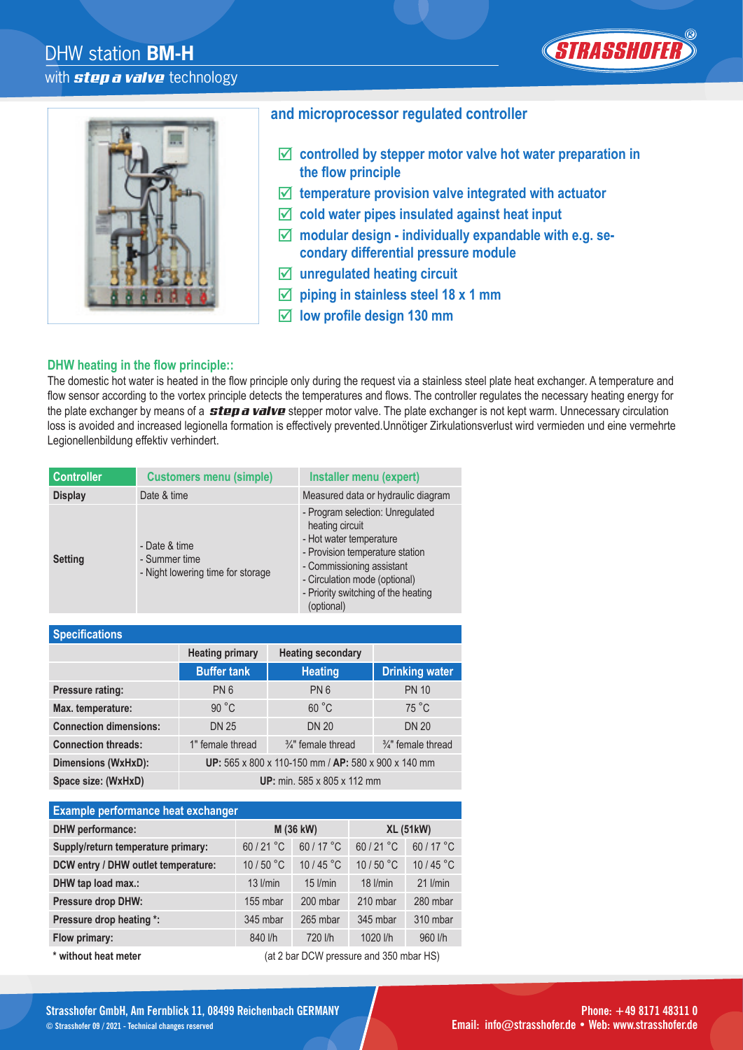# DHW station **BM-H**

with ***step a valve*** technology

## and microprocessor regulated controller

- ☑ controlled by stepper motor valve hot water preparation in the flow principle
- ☑ temperature provision valve integrated with actuator
- ☑ cold water pipes insulated against heat input
- ☑ modular design - individually expandable with e.g. secondary differential pressure module
- ☑ unregulated heating circuit
- ☑ piping in stainless steel 18 x 1 mm
- ☑ low profile design 130 mm

### DHW heating in the flow principle::

The domestic hot water is heated in the flow principle only during the request via a stainless steel plate heat exchanger. A temperature and flow sensor according to the vortex principle detects the temperatures and flows. The controller regulates the necessary heating energy for the plate exchanger by means of a ***step a valve*** stepper motor valve. The plate exchanger is not kept warm. Unnecessary circulation loss is avoided and increased legionella formation is effectively prevented.Unnötiger Zirkulationsverlust wird vermieden und eine vermehrte Legionellenbildung effektiv verhindert.

| Controller | Customers menu (simple) | Installer menu (expert) |
|---|---|---|
| **Display** | Date & time | Measured data or hydraulic diagram |
| **Setting** | - Date & time<br>- Summer time<br>- Night lowering time for storage | - Program selection: Unregulated heating circuit<br>- Hot water temperature<br>- Provision temperature station<br>- Commissioning assistant<br>- Circulation mode (optional)<br>- Priority switching of the heating (optional) |

| Specifications | | | |
|---|---|---|---|
| | Heating primary | Heating secondary | |
| | Buffer tank | Heating | Drinking water |
| **Pressure rating:** | PN 6 | PN 6 | PN 10 |
| **Max. temperature:** | 90 °C | 60 °C | 75 °C |
| **Connection dimensions:** | DN 25 | DN 20 | DN 20 |
| **Connection threads:** | 1" female thread | ¾" female thread | ¾" female thread |
| **Dimensions (WxHxD):** | **UP:** 565 x 800 x 110-150 mm / **AP:** 580 x 900 x 140 mm | | |
| **Space size: (WxHxD)** | **UP:** min. 585 x 805 x 112 mm | | |

| Example performance heat exchanger | | | | |
|---|---|---|---|---|
| **DHW performance:** | M (36 kW) | | XL (51kW) | |
| **Supply/return temperature primary:** | 60 / 21 °C | 60 / 17 °C | 60 / 21 °C | 60 / 17 °C |
| **DCW entry / DHW outlet temperature:** | 10 / 50 °C | 10 / 45 °C | 10 / 50 °C | 10 / 45 °C |
| **DHW tap load max.:** | 13 l/min | 15 l/min | 18 l/min | 21 l/min |
| **Pressure drop DHW:** | 155 mbar | 200 mbar | 210 mbar | 280 mbar |
| **Pressure drop heating \*:** | 345 mbar | 265 mbar | 345 mbar | 310 mbar |
| **Flow primary:** | 840 l/h | 720 l/h | 1020 l/h | 960 l/h |

**\* without heat meter** (at 2 bar DCW pressure and 350 mbar HS)

Strasshofer GmbH, Am Fernblick 11, 08499 Reichenbach GERMANY
© Strasshofer 09 / 2021 - Technical changes reserved

Phone: +49 8171 48311 0
Email: info@strasshofer.de • Web: www.strasshofer.de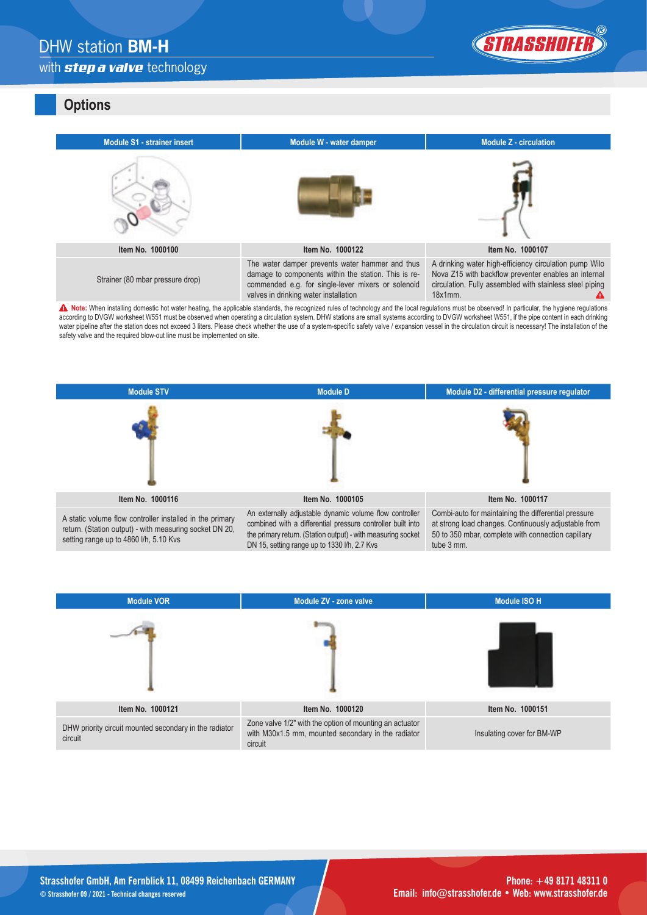## Options

| Module S1 - strainer insert | Module W - water damper | Module Z - circulation |
|---|---|---|
| Item No. 1000100 | Item No. 1000122 | Item No. 1000107 |
| Strainer (80 mbar pressure drop) | The water damper prevents water hammer and thus damage to components within the station. This is recommended e.g. for single-lever mixers or solenoid valves in drinking water installation | A drinking water high-efficiency circulation pump Wilo Nova Z15 with backflow preventer enables an internal circulation. Fully assembled with stainless steel piping 18x1mm. |

**Note:** When installing domestic hot water heating, the applicable standards, the recognized rules of technology and the local regulations must be observed! In particular, the hygiene regulations according to DVGW worksheet W551 must be observed when operating a circulation system. DHW stations are small systems according to DVGW worksheet W551, if the pipe content in each drinking water pipeline after the station does not exceed 3 liters. Please check whether the use of a system-specific safety valve / expansion vessel in the circulation circuit is necessary! The installation of the safety valve and the required blow-out line must be implemented on site.

| Module STV | Module D | Module D2 - differential pressure regulator |
|---|---|---|
| Item No. 1000116 | Item No. 1000105 | Item No. 1000117 |
| A static volume flow controller installed in the primary return. (Station output) - with measuring socket DN 20, setting range up to 4860 l/h, 5.10 Kvs | An externally adjustable dynamic volume flow controller combined with a differential pressure controller built into the primary return. (Station output) - with measuring socket DN 15, setting range up to 1330 l/h, 2.7 Kvs | Combi-auto for maintaining the differential pressure at strong load changes. Continuously adjustable from 50 to 350 mbar, complete with connection capillary tube 3 mm. |

| Module VOR | Module ZV - zone valve | Module ISO H |
|---|---|---|
| Item No. 1000121 | Item No. 1000120 | Item No. 1000151 |
| DHW priority circuit mounted secondary in the radiator circuit | Zone valve 1/2" with the option of mounting an actuator with M30x1.5 mm, mounted secondary in the radiator circuit | Insulating cover for BM-WP |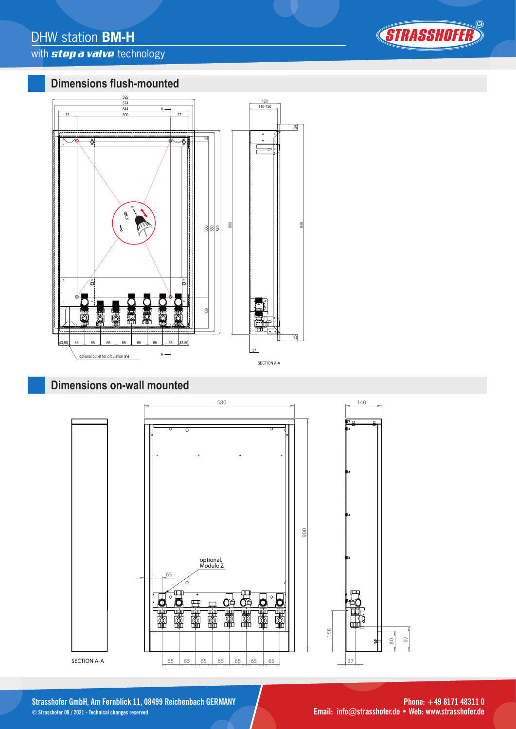# DHW station **BM-H**

with ***step a valve*** technology

## Dimensions flush-mounted

592
574
544
77 390 77

20
650
830
849
800
130

43,50 | 65 | 65 | 65 | 65 | 65 | 65 | 65 | 43,50

optional outlet for circulation line

A

120
110-150
24
849
25
37

SECTION A-A

## Dimensions on-wall mounted

SECTION A-A

580
900
65
optional, Module Z

65 | 65 | 65 | 65 | 65 | 65 | 65

140
158
80
97
37

Strasshofer GmbH, Am Fernblick 11, 08499 Reichenbach GERMANY
© Strasshofer 09 / 2021 - Technical changes reserved

Phone: +49 8171 48311 0
Email: info@strasshofer.de • Web: www.strasshofer.de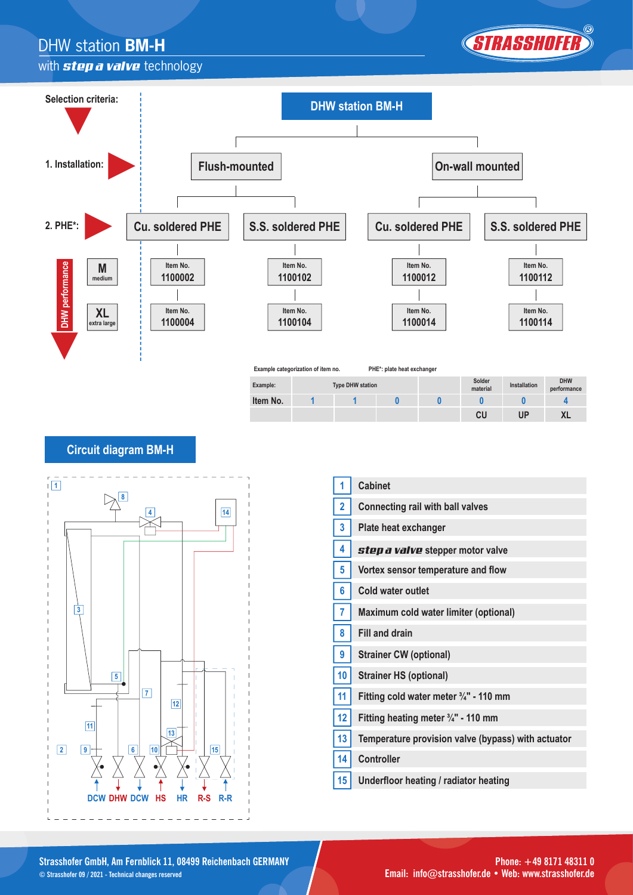# DHW station **BM-H**

with ***step a valve*** technology

## DHW station BM-H

**Selection criteria:**

**1. Installation:**

- Flush-mounted
- On-wall mounted

**2. PHE*:**

| DHW performance | Flush-mounted – Cu. soldered PHE | Flush-mounted – S.S. soldered PHE | On-wall mounted – Cu. soldered PHE | On-wall mounted – S.S. soldered PHE |
|---|---|---|---|---|
| M medium | Item No. 1100002 | Item No. 1100102 | Item No. 1100012 | Item No. 1100112 |
| XL extra large | Item No. 1100004 | Item No. 1100104 | Item No. 1100014 | Item No. 1100114 |

Example categorization of item no. PHE*: plate heat exchanger

| Example: | Type DHW station | | | | Solder material | Installation | DHW performance |
|---|---|---|---|---|---|---|---|
| Item No. | 1 | 1 | 0 | 0 | 0 | 0 | 4 |
| | | | | | CU | UP | XL |

## Circuit diagram BM-H

DCW DHW DCW HS HR R-S R-R

| | |
|---|---|
| 1 | Cabinet |
| 2 | Connecting rail with ball valves |
| 3 | Plate heat exchanger |
| 4 | ***step a valve*** stepper motor valve |
| 5 | Vortex sensor temperature and flow |
| 6 | Cold water outlet |
| 7 | Maximum cold water limiter (optional) |
| 8 | Fill and drain |
| 9 | Strainer CW (optional) |
| 10 | Strainer HS (optional) |
| 11 | Fitting cold water meter ¾" - 110 mm |
| 12 | Fitting heating meter ¾" - 110 mm |
| 13 | Temperature provision valve (bypass) with actuator |
| 14 | Controller |
| 15 | Underfloor heating / radiator heating |

Strasshofer GmbH, Am Fernblick 11, 08499 Reichenbach GERMANY
© Strasshofer 09 / 2021 - Technical changes reserved

Phone: +49 8171 48311 0
Email: info@strasshofer.de • Web: www.strasshofer.de